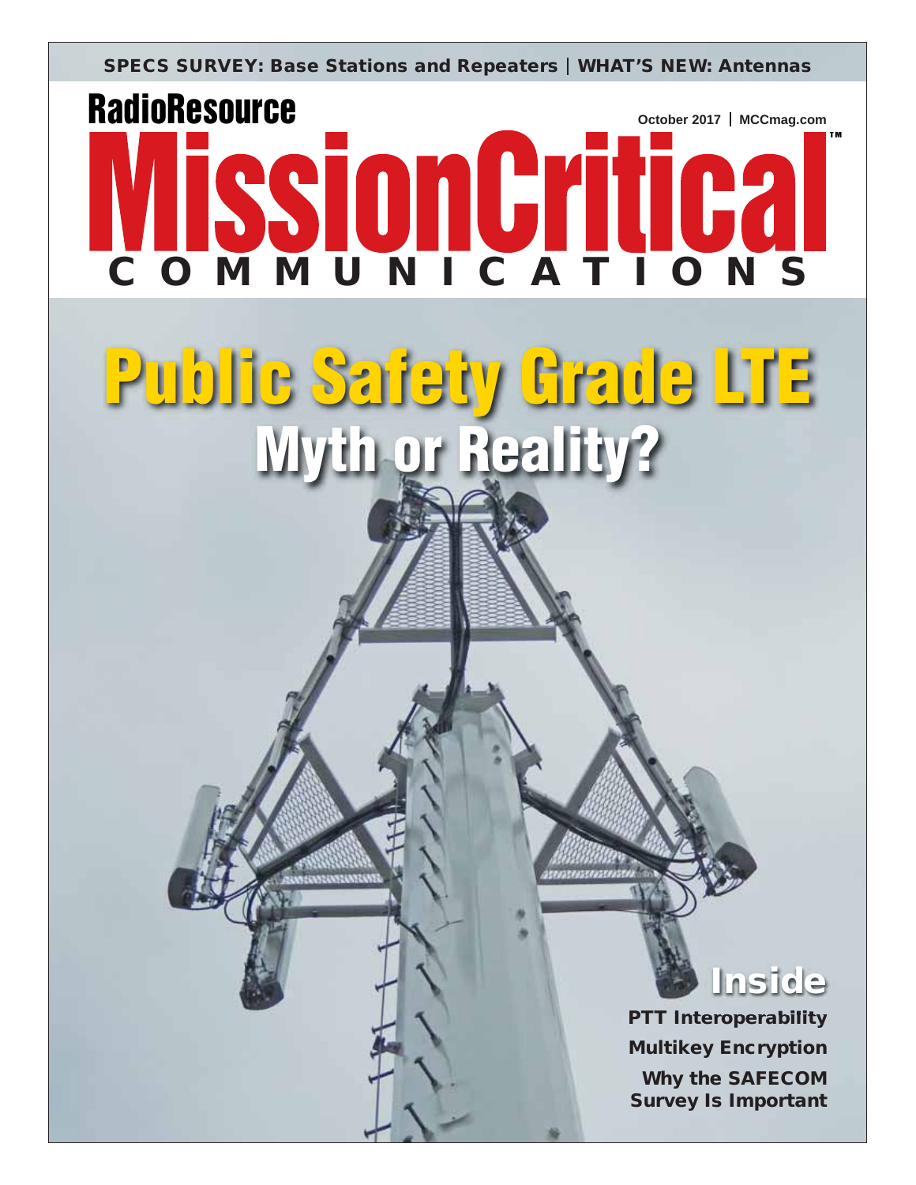SPECS SURVEY: Base Stations and Repeaters | WHAT'S NEW: Antennas

RadioResource

October 2017 | MCCmag.com

# MissionCritical COMMUNICATIONS

# Public Safety Grade LTE

## Myth or Reality?

## Inside

PTT Interoperability

Multikey Encryption

Why the SAFECOM Survey Is Important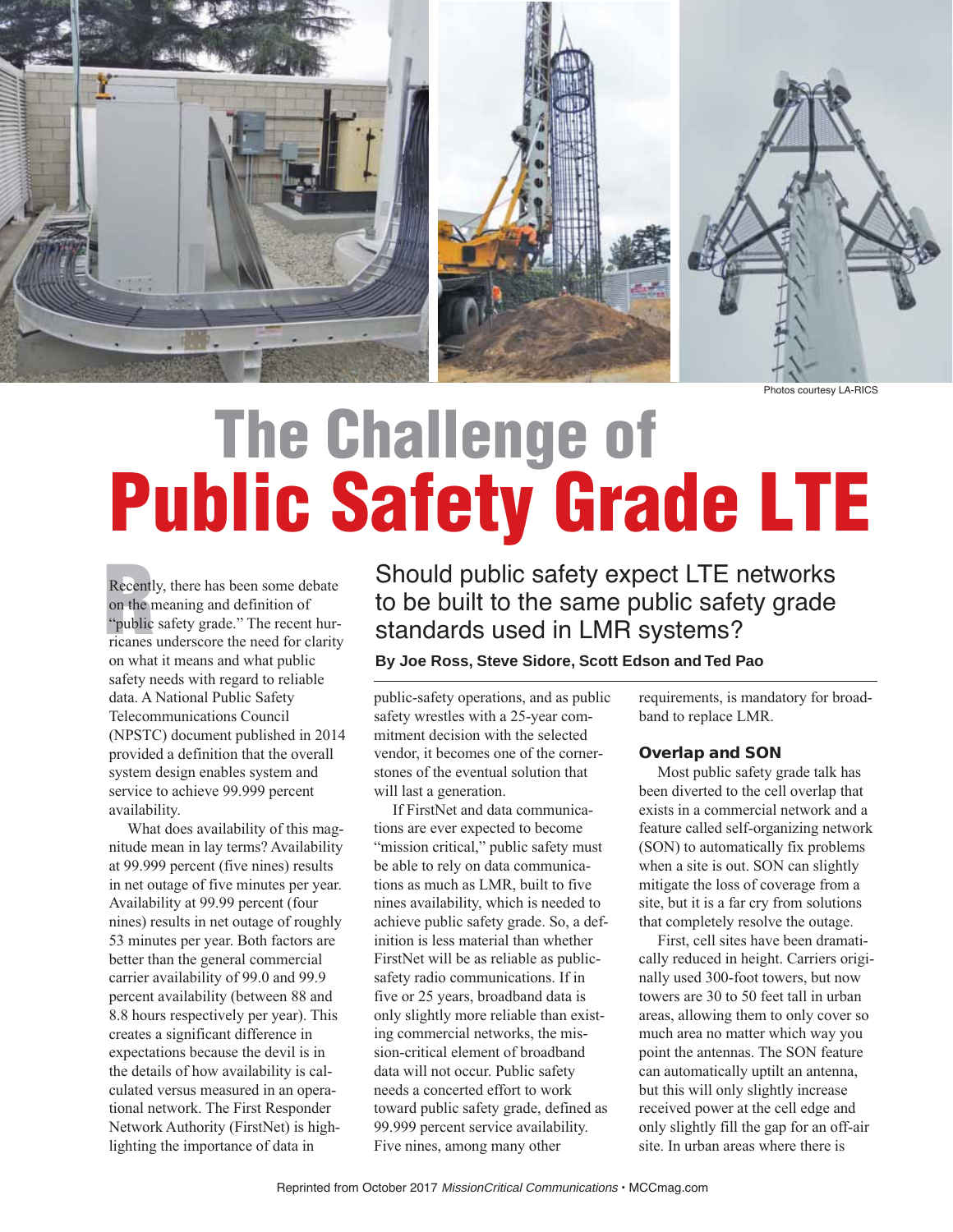Photos courtesy LA-RICS

# The Challenge of Public Safety Grade LTE

## Should public safety expect LTE networks to be built to the same public safety grade standards used in LMR systems?

**By Joe Ross, Steve Sidore, Scott Edson and Ted Pao**

Recently, there has been some debate on the meaning and definition of "public safety grade." The recent hurricanes underscore the need for clarity on what it means and what public safety needs with regard to reliable data. A National Public Safety Telecommunications Council (NPSTC) document published in 2014 provided a definition that the overall system design enables system and service to achieve 99.999 percent availability.

What does availability of this magnitude mean in lay terms? Availability at 99.999 percent (five nines) results in net outage of five minutes per year. Availability at 99.99 percent (four nines) results in net outage of roughly 53 minutes per year. Both factors are better than the general commercial carrier availability of 99.0 and 99.9 percent availability (between 88 and 8.8 hours respectively per year). This creates a significant difference in expectations because the devil is in the details of how availability is calculated versus measured in an operational network. The First Responder Network Authority (FirstNet) is highlighting the importance of data in public-safety operations, and as public safety wrestles with a 25-year commitment decision with the selected vendor, it becomes one of the cornerstones of the eventual solution that will last a generation.

If FirstNet and data communications are ever expected to become "mission critical," public safety must be able to rely on data communications as much as LMR, built to five nines availability, which is needed to achieve public safety grade. So, a definition is less material than whether FirstNet will be as reliable as public-safety radio communications. If in five or 25 years, broadband data is only slightly more reliable than existing commercial networks, the mission-critical element of broadband data will not occur. Public safety needs a concerted effort to work toward public safety grade, defined as 99.999 percent service availability. Five nines, among many other requirements, is mandatory for broadband to replace LMR.

### Overlap and SON

Most public safety grade talk has been diverted to the cell overlap that exists in a commercial network and a feature called self-organizing network (SON) to automatically fix problems when a site is out. SON can slightly mitigate the loss of coverage from a site, but it is a far cry from solutions that completely resolve the outage.

First, cell sites have been dramatically reduced in height. Carriers originally used 300-foot towers, but now towers are 30 to 50 feet tall in urban areas, allowing them to only cover so much area no matter which way you point the antennas. The SON feature can automatically uptilt an antenna, but this will only slightly increase received power at the cell edge and only slightly fill the gap for an off-air site. In urban areas where there is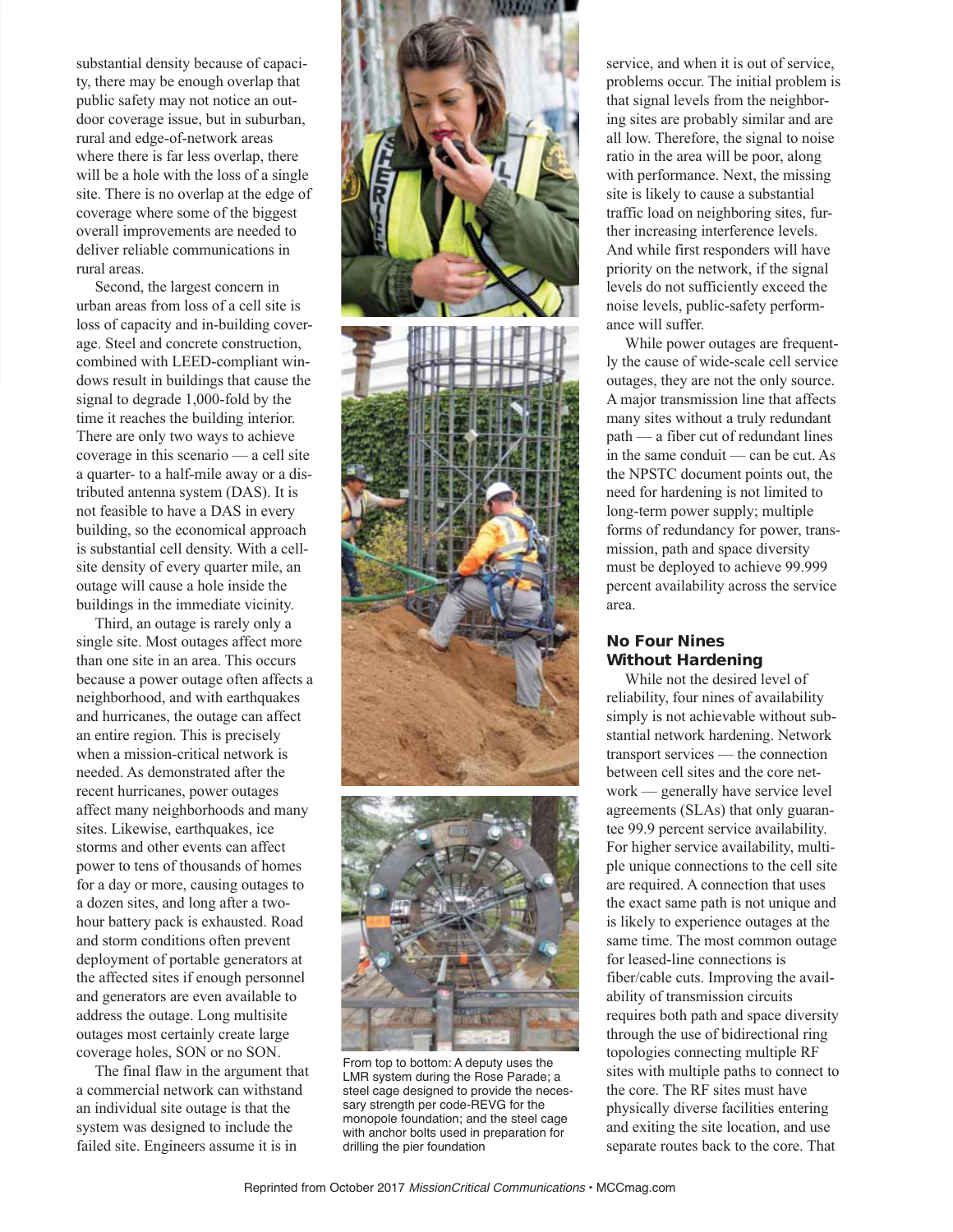substantial density because of capacity, there may be enough overlap that public safety may not notice an outdoor coverage issue, but in suburban, rural and edge-of-network areas where there is far less overlap, there will be a hole with the loss of a single site. There is no overlap at the edge of coverage where some of the biggest overall improvements are needed to deliver reliable communications in rural areas.

Second, the largest concern in urban areas from loss of a cell site is loss of capacity and in-building coverage. Steel and concrete construction, combined with LEED-compliant windows result in buildings that cause the signal to degrade 1,000-fold by the time it reaches the building interior. There are only two ways to achieve coverage in this scenario — a cell site a quarter- to a half-mile away or a distributed antenna system (DAS). It is not feasible to have a DAS in every building, so the economical approach is substantial cell density. With a cell-site density of every quarter mile, an outage will cause a hole inside the buildings in the immediate vicinity.

Third, an outage is rarely only a single site. Most outages affect more than one site in an area. This occurs because a power outage often affects a neighborhood, and with earthquakes and hurricanes, the outage can affect an entire region. This is precisely when a mission-critical network is needed. As demonstrated after the recent hurricanes, power outages affect many neighborhoods and many sites. Likewise, earthquakes, ice storms and other events can affect power to tens of thousands of homes for a day or more, causing outages to a dozen sites, and long after a two-hour battery pack is exhausted. Road and storm conditions often prevent deployment of portable generators at the affected sites if enough personnel and generators are even available to address the outage. Long multisite outages most certainly create large coverage holes, SON or no SON.

The final flaw in the argument that a commercial network can withstand an individual site outage is that the system was designed to include the failed site. Engineers assume it is in service, and when it is out of service, problems occur. The initial problem is that signal levels from the neighboring sites are probably similar and are all low. Therefore, the signal to noise ratio in the area will be poor, along with performance. Next, the missing site is likely to cause a substantial traffic load on neighboring sites, further increasing interference levels. And while first responders will have priority on the network, if the signal levels do not sufficiently exceed the noise levels, public-safety performance will suffer.

From top to bottom: A deputy uses the LMR system during the Rose Parade; a steel cage designed to provide the necessary strength per code-REVG for the monopole foundation; and the steel cage with anchor bolts used in preparation for drilling the pier foundation

While power outages are frequently the cause of wide-scale cell service outages, they are not the only source. A major transmission line that affects many sites without a truly redundant path — a fiber cut of redundant lines in the same conduit — can be cut. As the NPSTC document points out, the need for hardening is not limited to long-term power supply; multiple forms of redundancy for power, transmission, path and space diversity must be deployed to achieve 99.999 percent availability across the service area.

## No Four Nines Without Hardening

While not the desired level of reliability, four nines of availability simply is not achievable without substantial network hardening. Network transport services — the connection between cell sites and the core network — generally have service level agreements (SLAs) that only guarantee 99.9 percent service availability. For higher service availability, multiple unique connections to the cell site are required. A connection that uses the exact same path is not unique and is likely to experience outages at the same time. The most common outage for leased-line connections is fiber/cable cuts. Improving the availability of transmission circuits requires both path and space diversity through the use of bidirectional ring topologies connecting multiple RF sites with multiple paths to connect to the core. The RF sites must have physically diverse facilities entering and exiting the site location, and use separate routes back to the core. That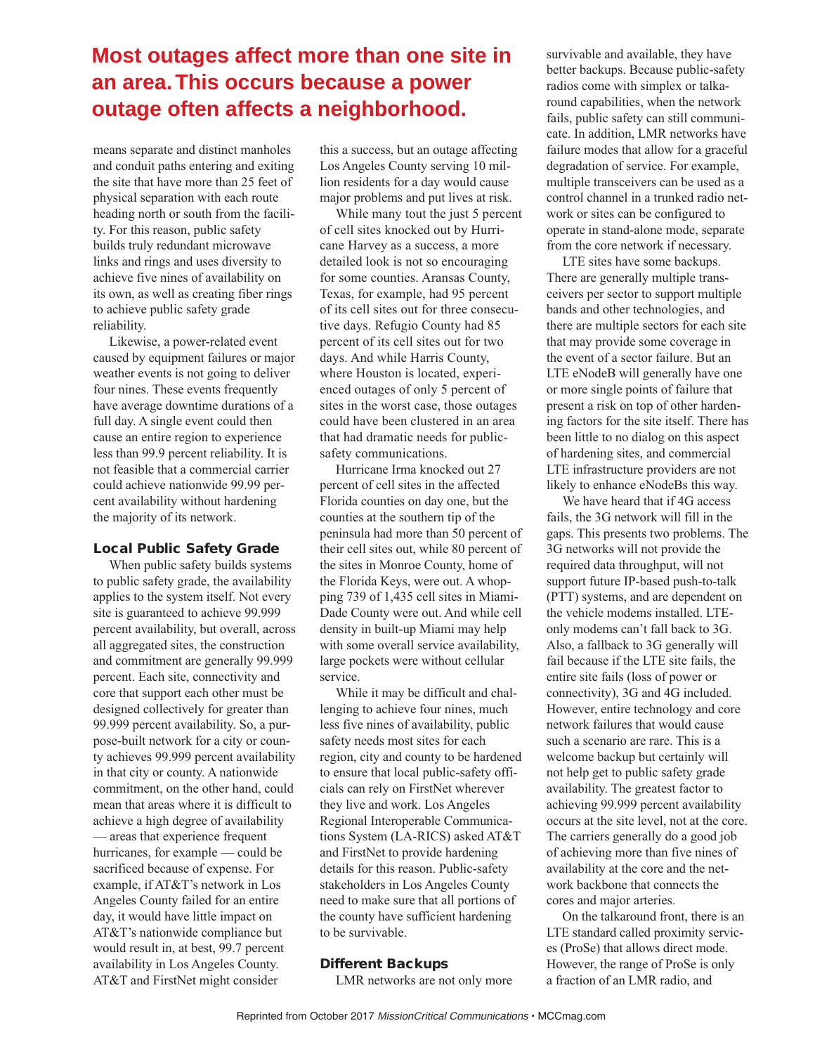**Most outages affect more than one site in an area. This occurs because a power outage often affects a neighborhood.**

means separate and distinct manholes and conduit paths entering and exiting the site that have more than 25 feet of physical separation with each route heading north or south from the facility. For this reason, public safety builds truly redundant microwave links and rings and uses diversity to achieve five nines of availability on its own, as well as creating fiber rings to achieve public safety grade reliability.

Likewise, a power-related event caused by equipment failures or major weather events is not going to deliver four nines. These events frequently have average downtime durations of a full day. A single event could then cause an entire region to experience less than 99.9 percent reliability. It is not feasible that a commercial carrier could achieve nationwide 99.99 percent availability without hardening the majority of its network.

### Local Public Safety Grade

When public safety builds systems to public safety grade, the availability applies to the system itself. Not every site is guaranteed to achieve 99.999 percent availability, but overall, across all aggregated sites, the construction and commitment are generally 99.999 percent. Each site, connectivity and core that support each other must be designed collectively for greater than 99.999 percent availability. So, a purpose-built network for a city or county achieves 99.999 percent availability in that city or county. A nationwide commitment, on the other hand, could mean that areas where it is difficult to achieve a high degree of availability — areas that experience frequent hurricanes, for example — could be sacrificed because of expense. For example, if AT&T's network in Los Angeles County failed for an entire day, it would have little impact on AT&T's nationwide compliance but would result in, at best, 99.7 percent availability in Los Angeles County. AT&T and FirstNet might consider this a success, but an outage affecting Los Angeles County serving 10 million residents for a day would cause major problems and put lives at risk.

While many tout the just 5 percent of cell sites knocked out by Hurricane Harvey as a success, a more detailed look is not so encouraging for some counties. Aransas County, Texas, for example, had 95 percent of its cell sites out for three consecutive days. Refugio County had 85 percent of its cell sites out for two days. And while Harris County, where Houston is located, experienced outages of only 5 percent of sites in the worst case, those outages could have been clustered in an area that had dramatic needs for public-safety communications.

Hurricane Irma knocked out 27 percent of cell sites in the affected Florida counties on day one, but the counties at the southern tip of the peninsula had more than 50 percent of their cell sites out, while 80 percent of the sites in Monroe County, home of the Florida Keys, were out. A whopping 739 of 1,435 cell sites in Miami-Dade County were out. And while cell density in built-up Miami may help with some overall service availability, large pockets were without cellular service.

While it may be difficult and challenging to achieve four nines, much less five nines of availability, public safety needs most sites for each region, city and county to be hardened to ensure that local public-safety officials can rely on FirstNet wherever they live and work. Los Angeles Regional Interoperable Communications System (LA-RICS) asked AT&T and FirstNet to provide hardening details for this reason. Public-safety stakeholders in Los Angeles County need to make sure that all portions of the county have sufficient hardening to be survivable.

### Different Backups

LMR networks are not only more survivable and available, they have better backups. Because public-safety radios come with simplex or talkaround capabilities, when the network fails, public safety can still communicate. In addition, LMR networks have failure modes that allow for a graceful degradation of service. For example, multiple transceivers can be used as a control channel in a trunked radio network or sites can be configured to operate in stand-alone mode, separate from the core network if necessary.

LTE sites have some backups. There are generally multiple transceivers per sector to support multiple bands and other technologies, and there are multiple sectors for each site that may provide some coverage in the event of a sector failure. But an LTE eNodeB will generally have one or more single points of failure that present a risk on top of other hardening factors for the site itself. There has been little to no dialog on this aspect of hardening sites, and commercial LTE infrastructure providers are not likely to enhance eNodeBs this way.

We have heard that if 4G access fails, the 3G network will fill in the gaps. This presents two problems. The 3G networks will not provide the required data throughput, will not support future IP-based push-to-talk (PTT) systems, and are dependent on the vehicle modems installed. LTE-only modems can't fall back to 3G. Also, a fallback to 3G generally will fail because if the LTE site fails, the entire site fails (loss of power or connectivity), 3G and 4G included. However, entire technology and core network failures that would cause such a scenario are rare. This is a welcome backup but certainly will not help get to public safety grade availability. The greatest factor to achieving 99.999 percent availability occurs at the site level, not at the core. The carriers generally do a good job of achieving more than five nines of availability at the core and the network backbone that connects the cores and major arteries.

On the talkaround front, there is an LTE standard called proximity services (ProSe) that allows direct mode. However, the range of ProSe is only a fraction of an LMR radio, and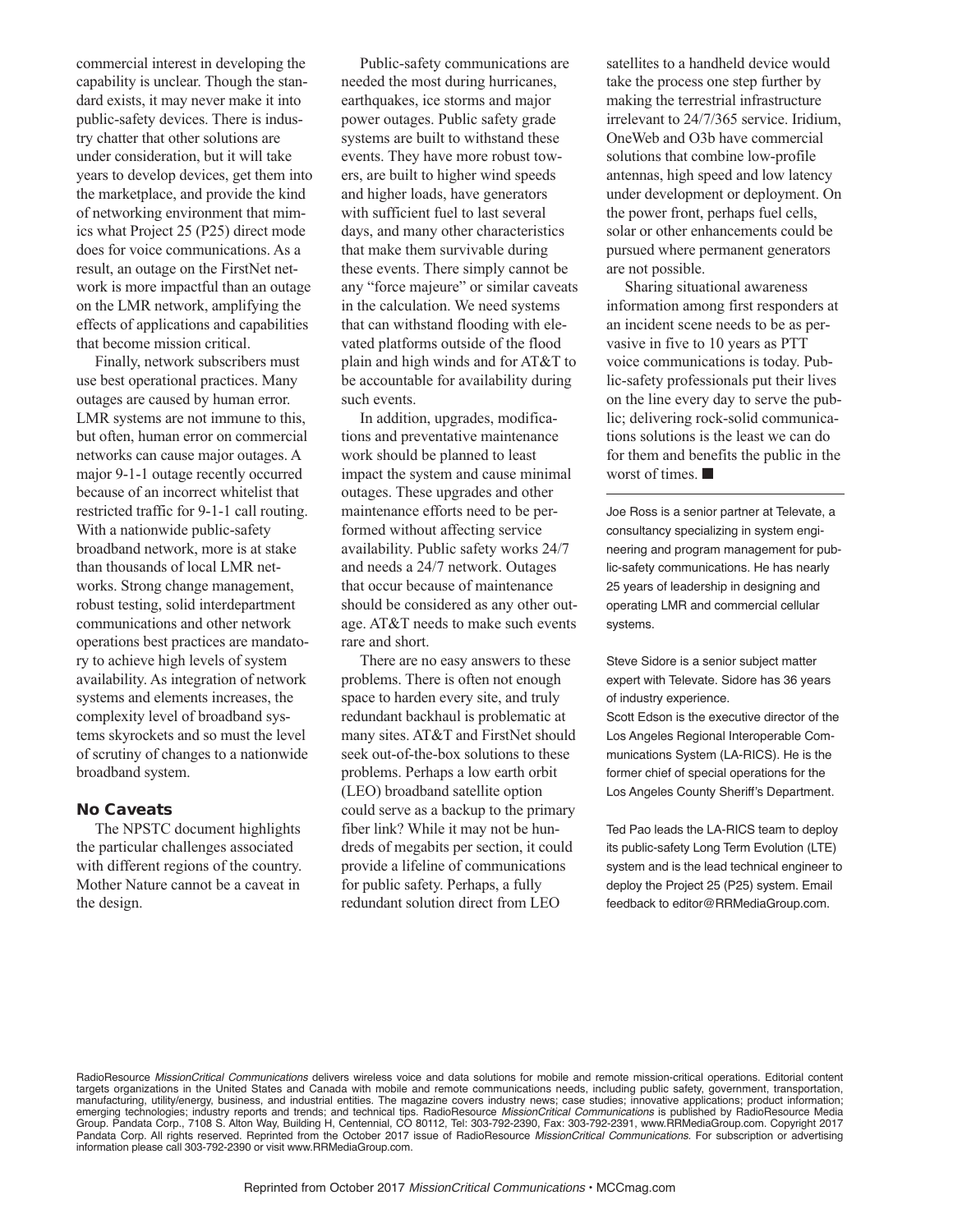commercial interest in developing the capability is unclear. Though the standard exists, it may never make it into public-safety devices. There is industry chatter that other solutions are under consideration, but it will take years to develop devices, get them into the marketplace, and provide the kind of networking environment that mimics what Project 25 (P25) direct mode does for voice communications. As a result, an outage on the FirstNet network is more impactful than an outage on the LMR network, amplifying the effects of applications and capabilities that become mission critical.

Finally, network subscribers must use best operational practices. Many outages are caused by human error. LMR systems are not immune to this, but often, human error on commercial networks can cause major outages. A major 9-1-1 outage recently occurred because of an incorrect whitelist that restricted traffic for 9-1-1 call routing. With a nationwide public-safety broadband network, more is at stake than thousands of local LMR networks. Strong change management, robust testing, solid interdepartment communications and other network operations best practices are mandatory to achieve high levels of system availability. As integration of network systems and elements increases, the complexity level of broadband systems skyrockets and so must the level of scrutiny of changes to a nationwide broadband system.

## No Caveats

The NPSTC document highlights the particular challenges associated with different regions of the country. Mother Nature cannot be a caveat in the design.

Public-safety communications are needed the most during hurricanes, earthquakes, ice storms and major power outages. Public safety grade systems are built to withstand these events. They have more robust towers, are built to higher wind speeds and higher loads, have generators with sufficient fuel to last several days, and many other characteristics that make them survivable during these events. There simply cannot be any "force majeure" or similar caveats in the calculation. We need systems that can withstand flooding with elevated platforms outside of the flood plain and high winds and for AT&T to be accountable for availability during such events.

In addition, upgrades, modifications and preventative maintenance work should be planned to least impact the system and cause minimal outages. These upgrades and other maintenance efforts need to be performed without affecting service availability. Public safety works 24/7 and needs a 24/7 network. Outages that occur because of maintenance should be considered as any other outage. AT&T needs to make such events rare and short.

There are no easy answers to these problems. There is often not enough space to harden every site, and truly redundant backhaul is problematic at many sites. AT&T and FirstNet should seek out-of-the-box solutions to these problems. Perhaps a low earth orbit (LEO) broadband satellite option could serve as a backup to the primary fiber link? While it may not be hundreds of megabits per section, it could provide a lifeline of communications for public safety. Perhaps, a fully redundant solution direct from LEO satellites to a handheld device would take the process one step further by making the terrestrial infrastructure irrelevant to 24/7/365 service. Iridium, OneWeb and O3b have commercial solutions that combine low-profile antennas, high speed and low latency under development or deployment. On the power front, perhaps fuel cells, solar or other enhancements could be pursued where permanent generators are not possible.

Sharing situational awareness information among first responders at an incident scene needs to be as pervasive in five to 10 years as PTT voice communications is today. Public-safety professionals put their lives on the line every day to serve the public; delivering rock-solid communications solutions is the least we can do for them and benefits the public in the worst of times. ■

---

Joe Ross is a senior partner at Televate, a consultancy specializing in system engineering and program management for public-safety communications. He has nearly 25 years of leadership in designing and operating LMR and commercial cellular systems.

Steve Sidore is a senior subject matter expert with Televate. Sidore has 36 years of industry experience.

Scott Edson is the executive director of the Los Angeles Regional Interoperable Communications System (LA-RICS). He is the former chief of special operations for the Los Angeles County Sheriff's Department.

Ted Pao leads the LA-RICS team to deploy its public-safety Long Term Evolution (LTE) system and is the lead technical engineer to deploy the Project 25 (P25) system. Email feedback to editor@RRMediaGroup.com.

RadioResource *MissionCritical Communications* delivers wireless voice and data solutions for mobile and remote mission-critical operations. Editorial content targets organizations in the United States and Canada with mobile and remote communications needs, including public safety, government, transportation, manufacturing, utility/energy, business, and industrial entities. The magazine covers industry news; case studies; innovative applications; product information; emerging technologies; industry reports and trends; and technical tips. RadioResource *MissionCritical Communications* is published by RadioResource Media Group. Pandata Corp., 7108 S. Alton Way, Building H, Centennial, CO 80112, Tel: 303-792-2390, Fax: 303-792-2391, www.RRMediaGroup.com. Copyright 2017 Pandata Corp. All rights reserved. Reprinted from the October 2017 issue of RadioResource *MissionCritical Communications*. For subscription or advertising information please call 303-792-2390 or visit www.RRMediaGroup.com.